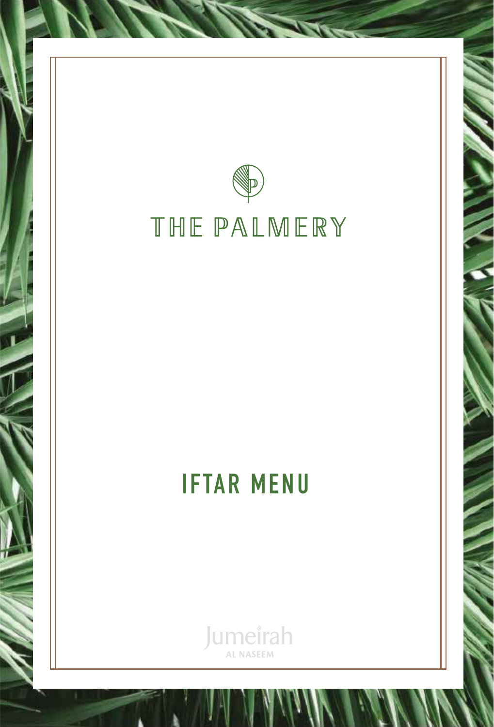# THE PALMERY

## IFTAR MENU

Jumeirah
AL NASEEM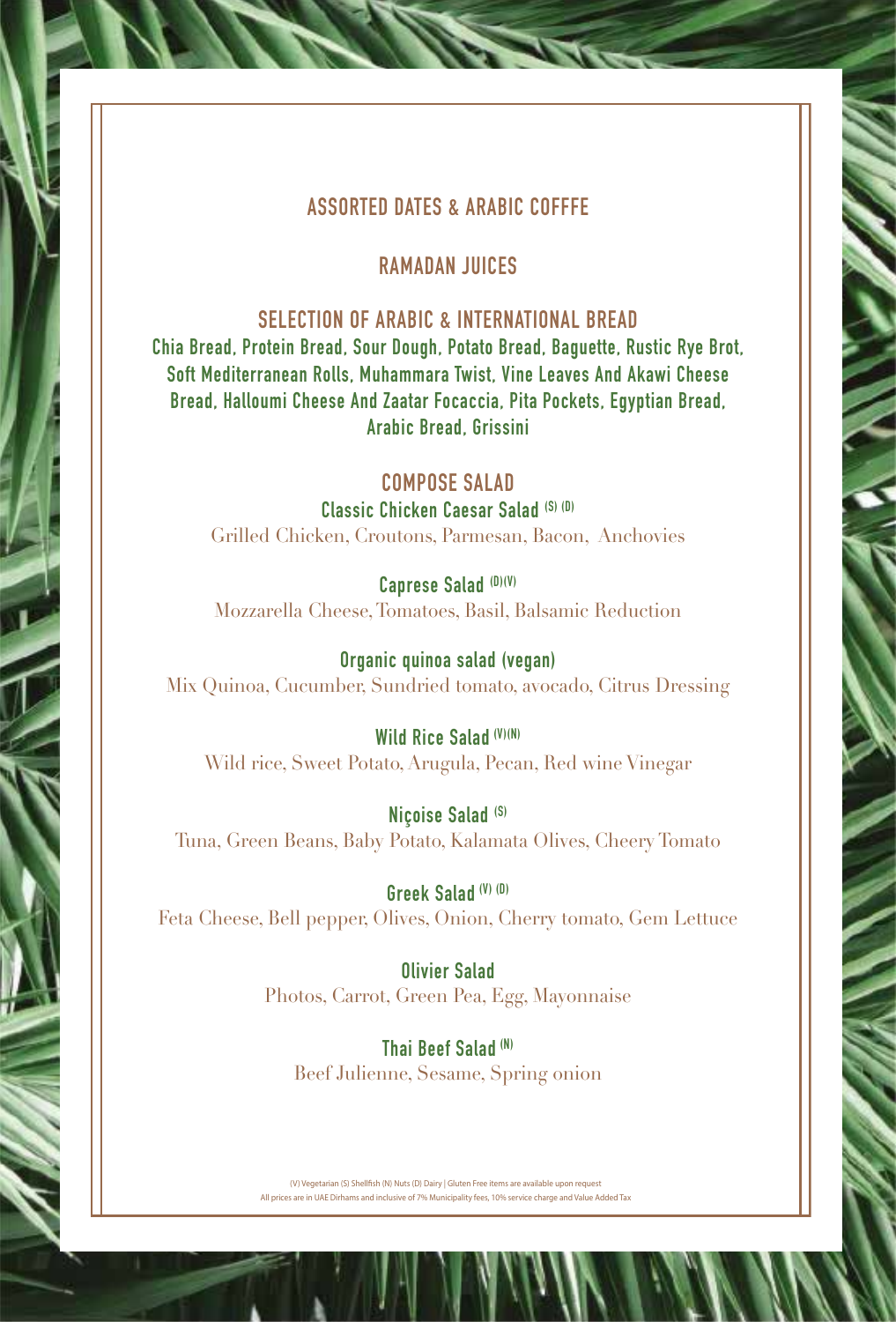## ASSORTED DATES & ARABIC COFFFE

## RAMADAN JUICES

## SELECTION OF ARABIC & INTERNATIONAL BREAD

**Chia Bread, Protein Bread, Sour Dough, Potato Bread, Baguette, Rustic Rye Brot, Soft Mediterranean Rolls, Muhammara Twist, Vine Leaves And Akawi Cheese Bread, Halloumi Cheese And Zaatar Focaccia, Pita Pockets, Egyptian Bread, Arabic Bread, Grissini**

## COMPOSE SALAD

**Classic Chicken Caesar Salad (S) (D)**
Grilled Chicken, Croutons, Parmesan, Bacon, Anchovies

**Caprese Salad (D)(V)**
Mozzarella Cheese, Tomatoes, Basil, Balsamic Reduction

**Organic quinoa salad (vegan)**
Mix Quinoa, Cucumber, Sundried tomato, avocado, Citrus Dressing

**Wild Rice Salad (V)(N)**
Wild rice, Sweet Potato, Arugula, Pecan, Red wine Vinegar

**Niçoise Salad (S)**
Tuna, Green Beans, Baby Potato, Kalamata Olives, Cheery Tomato

**Greek Salad (V) (D)**
Feta Cheese, Bell pepper, Olives, Onion, Cherry tomato, Gem Lettuce

**Olivier Salad**
Photos, Carrot, Green Pea, Egg, Mayonnaise

**Thai Beef Salad (N)**
Beef Julienne, Sesame, Spring onion

(V) Vegetarian (S) Shellfish (N) Nuts (D) Dairy | Gluten Free items are available upon request
All prices are in UAE Dirhams and inclusive of 7% Municipality fees, 10% service charge and Value Added Tax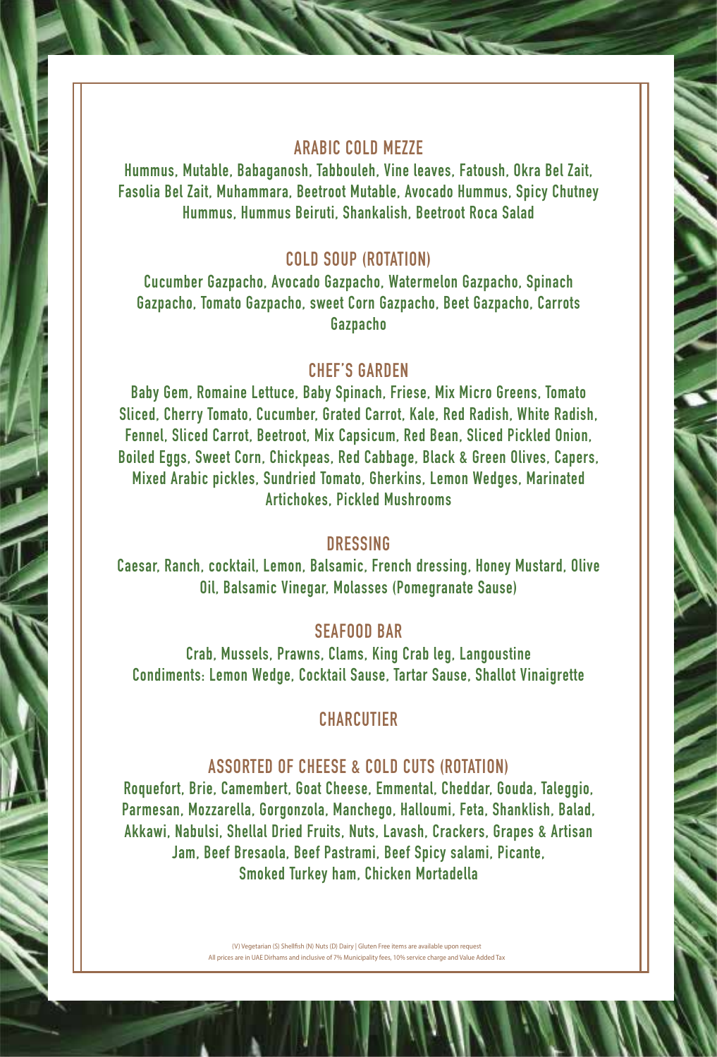## ARABIC COLD MEZZE

Hummus, Mutable, Babaganosh, Tabbouleh, Vine leaves, Fatoush, Okra Bel Zait, Fasolia Bel Zait, Muhammara, Beetroot Mutable, Avocado Hummus, Spicy Chutney Hummus, Hummus Beiruti, Shankalish, Beetroot Roca Salad

## COLD SOUP (ROTATION)

Cucumber Gazpacho, Avocado Gazpacho, Watermelon Gazpacho, Spinach Gazpacho, Tomato Gazpacho, sweet Corn Gazpacho, Beet Gazpacho, Carrots Gazpacho

## CHEF'S GARDEN

Baby Gem, Romaine Lettuce, Baby Spinach, Friese, Mix Micro Greens, Tomato Sliced, Cherry Tomato, Cucumber, Grated Carrot, Kale, Red Radish, White Radish, Fennel, Sliced Carrot, Beetroot, Mix Capsicum, Red Bean, Sliced Pickled Onion, Boiled Eggs, Sweet Corn, Chickpeas, Red Cabbage, Black & Green Olives, Capers, Mixed Arabic pickles, Sundried Tomato, Gherkins, Lemon Wedges, Marinated Artichokes, Pickled Mushrooms

## DRESSING

Caesar, Ranch, cocktail, Lemon, Balsamic, French dressing, Honey Mustard, Olive Oil, Balsamic Vinegar, Molasses (Pomegranate Sause)

## SEAFOOD BAR

Crab, Mussels, Prawns, Clams, King Crab leg, Langoustine
Condiments: Lemon Wedge, Cocktail Sause, Tartar Sause, Shallot Vinaigrette

## CHARCUTIER

## ASSORTED OF CHEESE & COLD CUTS (ROTATION)

Roquefort, Brie, Camembert, Goat Cheese, Emmental, Cheddar, Gouda, Taleggio, Parmesan, Mozzarella, Gorgonzola, Manchego, Halloumi, Feta, Shanklish, Balad, Akkawi, Nabulsi, Shellal Dried Fruits, Nuts, Lavash, Crackers, Grapes & Artisan Jam, Beef Bresaola, Beef Pastrami, Beef Spicy salami, Picante, Smoked Turkey ham, Chicken Mortadella

(V) Vegetarian (S) Shellfish (N) Nuts (D) Dairy | Gluten Free items are available upon request
All prices are in UAE Dirhams and inclusive of 7% Municipality fees, 10% service charge and Value Added Tax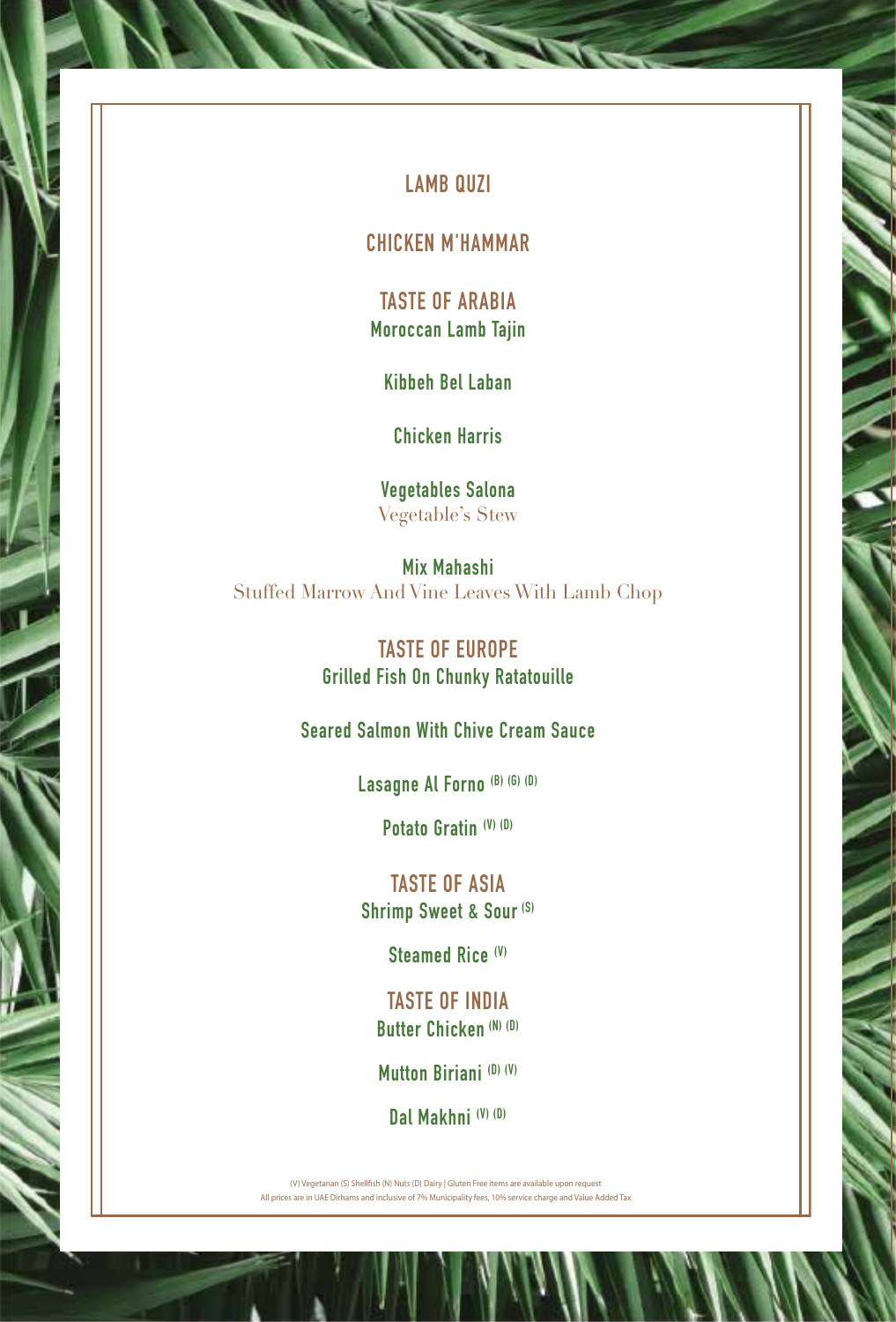## LAMB QUZI

## CHICKEN M'HAMMAR

## TASTE OF ARABIA

**Moroccan Lamb Tajin**

**Kibbeh Bel Laban**

**Chicken Harris**

**Vegetables Salona**
Vegetable's Stew

**Mix Mahashi**
Stuffed Marrow And Vine Leaves With Lamb Chop

## TASTE OF EUROPE

**Grilled Fish On Chunky Ratatouille**

**Seared Salmon With Chive Cream Sauce**

**Lasagne Al Forno** (B) (G) (D)

**Potato Gratin** (V) (D)

## TASTE OF ASIA

**Shrimp Sweet & Sour** (S)

**Steamed Rice** (V)

## TASTE OF INDIA

**Butter Chicken** (N) (D)

**Mutton Biriani** (D) (V)

**Dal Makhni** (V) (D)

(V) Vegetarian (S) Shellfish (N) Nuts (D) Dairy | Gluten Free items are available upon request
All prices are in UAE Dirhams and inclusive of 7% Municipality fees, 10% service charge and Value Added Tax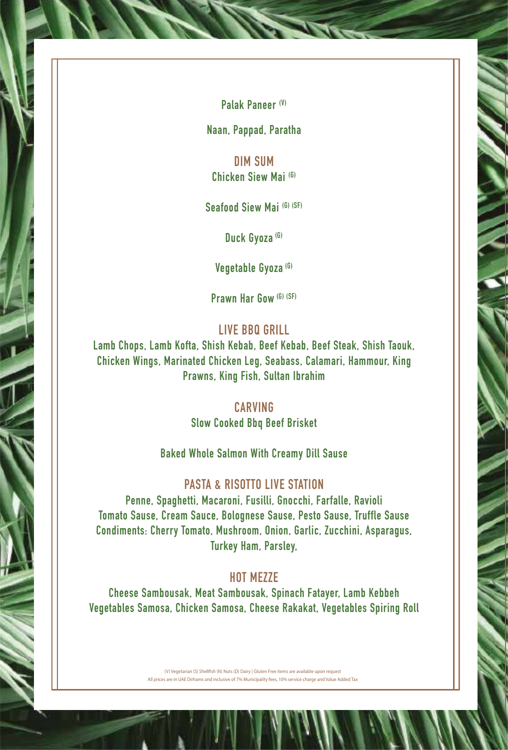Palak Paneer (V)

Naan, Pappad, Paratha

## DIM SUM

Chicken Siew Mai (G)

Seafood Siew Mai (G) (SF)

Duck Gyoza (G)

Vegetable Gyoza (G)

Prawn Har Gow (G) (SF)

## LIVE BBQ GRILL

Lamb Chops, Lamb Kofta, Shish Kebab, Beef Kebab, Beef Steak, Shish Taouk, Chicken Wings, Marinated Chicken Leg, Seabass, Calamari, Hammour, King Prawns, King Fish, Sultan Ibrahim

## CARVING

Slow Cooked Bbq Beef Brisket

Baked Whole Salmon With Creamy Dill Sause

## PASTA & RISOTTO LIVE STATION

Penne, Spaghetti, Macaroni, Fusilli, Gnocchi, Farfalle, Ravioli
Tomato Sause, Cream Sauce, Bolognese Sause, Pesto Sause, Truffle Sause
Condiments: Cherry Tomato, Mushroom, Onion, Garlic, Zucchini, Asparagus, Turkey Ham, Parsley,

## HOT MEZZE

Cheese Sambousak, Meat Sambousak, Spinach Fatayer, Lamb Kebbeh
Vegetables Samosa, Chicken Samosa, Cheese Rakakat, Vegetables Spiring Roll

(V) Vegetarian (S) Shellfish (N) Nuts (D) Dairy | Gluten Free items are available upon request
All prices are in UAE Dirhams and inclusive of 7% Municipality fees, 10% service charge and Value Added Tax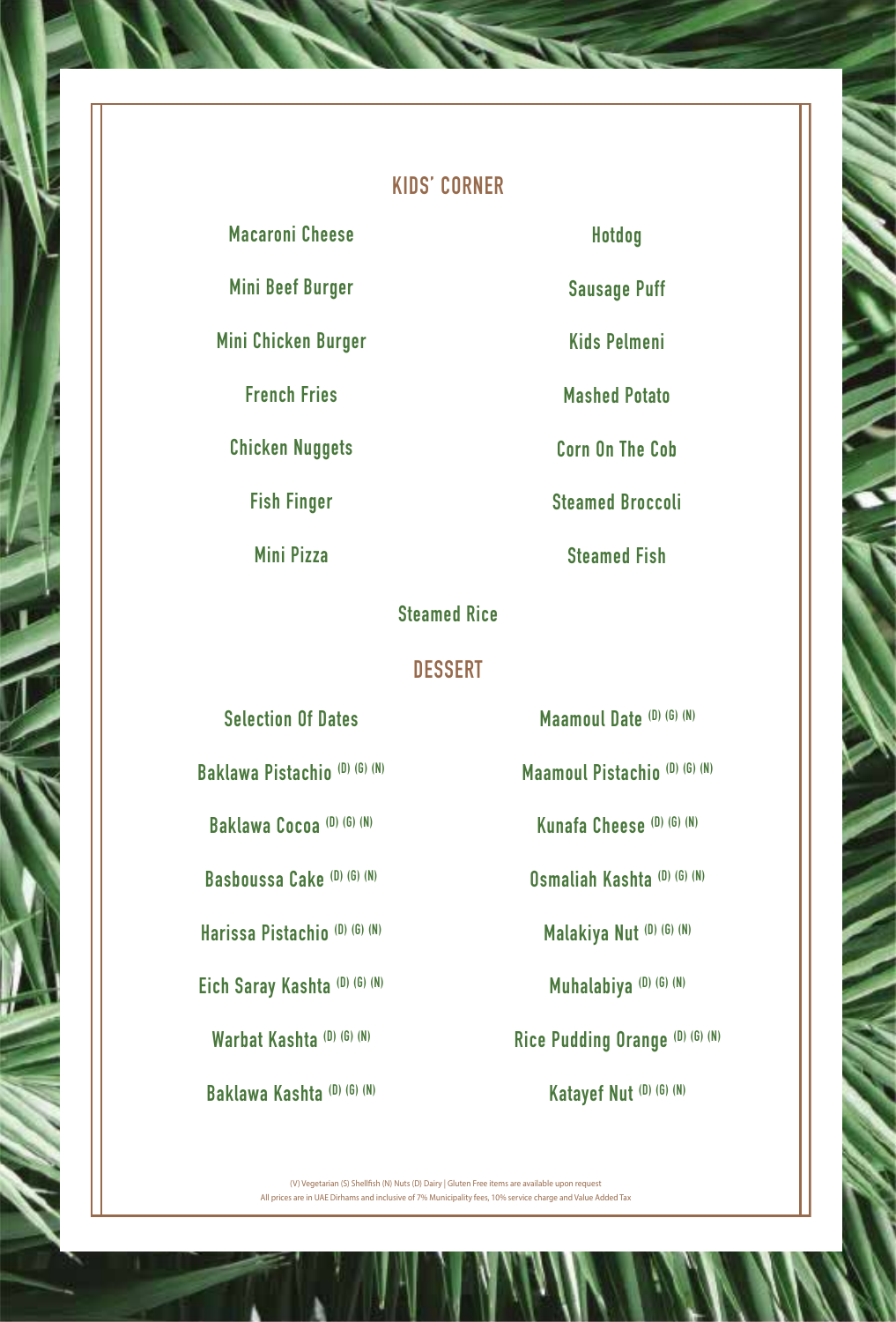## KIDS' CORNER

Macaroni Cheese

Mini Beef Burger

Mini Chicken Burger

French Fries

Chicken Nuggets

Fish Finger

Mini Pizza

Hotdog

Sausage Puff

Kids Pelmeni

Mashed Potato

Corn On The Cob

Steamed Broccoli

Steamed Fish

Steamed Rice

## DESSERT

Selection Of Dates

Baklawa Pistachio (D) (G) (N)

Baklawa Cocoa (D) (G) (N)

Basboussa Cake (D) (G) (N)

Harissa Pistachio (D) (G) (N)

Eich Saray Kashta (D) (G) (N)

Warbat Kashta (D) (G) (N)

Baklawa Kashta (D) (G) (N)

Maamoul Date (D) (G) (N)

Maamoul Pistachio (D) (G) (N)

Kunafa Cheese (D) (G) (N)

Osmaliah Kashta (D) (G) (N)

Malakiya Nut (D) (G) (N)

Muhalabiya (D) (G) (N)

Rice Pudding Orange (D) (G) (N)

Katayef Nut (D) (G) (N)

(V) Vegetarian (S) Shellfish (N) Nuts (D) Dairy | Gluten Free items are available upon request
All prices are in UAE Dirhams and inclusive of 7% Municipality fees, 10% service charge and Value Added Tax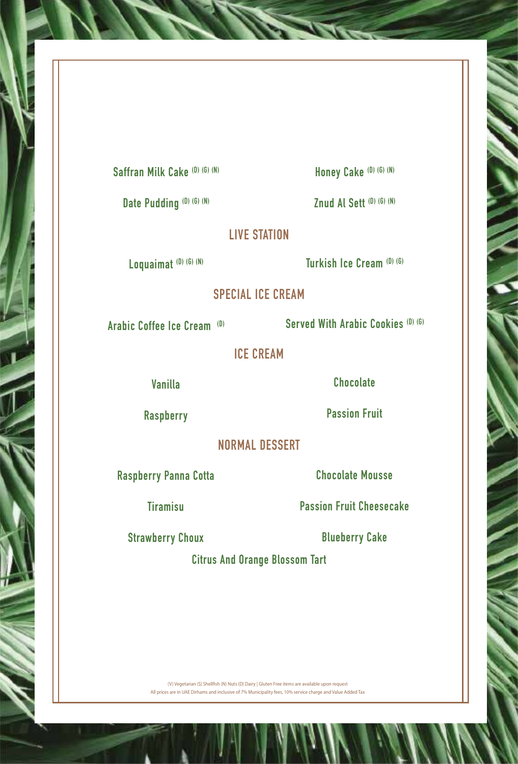Saffran Milk Cake (D) (G) (N)

Honey Cake (D) (G) (N)

Date Pudding (D) (G) (N)

Znud Al Sett (D) (G) (N)

## LIVE STATION

Loquaimat (D) (G) (N)

Turkish Ice Cream (D) (G)

## SPECIAL ICE CREAM

Arabic Coffee Ice Cream (D)

Served With Arabic Cookies (D) (G)

## ICE CREAM

Vanilla

Chocolate

Raspberry

Passion Fruit

## NORMAL DESSERT

Raspberry Panna Cotta

Chocolate Mousse

Tiramisu

Passion Fruit Cheesecake

Strawberry Choux

Blueberry Cake

Citrus And Orange Blossom Tart

(V) Vegetarian (S) Shellfish (N) Nuts (D) Dairy | Gluten Free items are available upon request
All prices are in UAE Dirhams and inclusive of 7% Municipality fees, 10% service charge and Value Added Tax